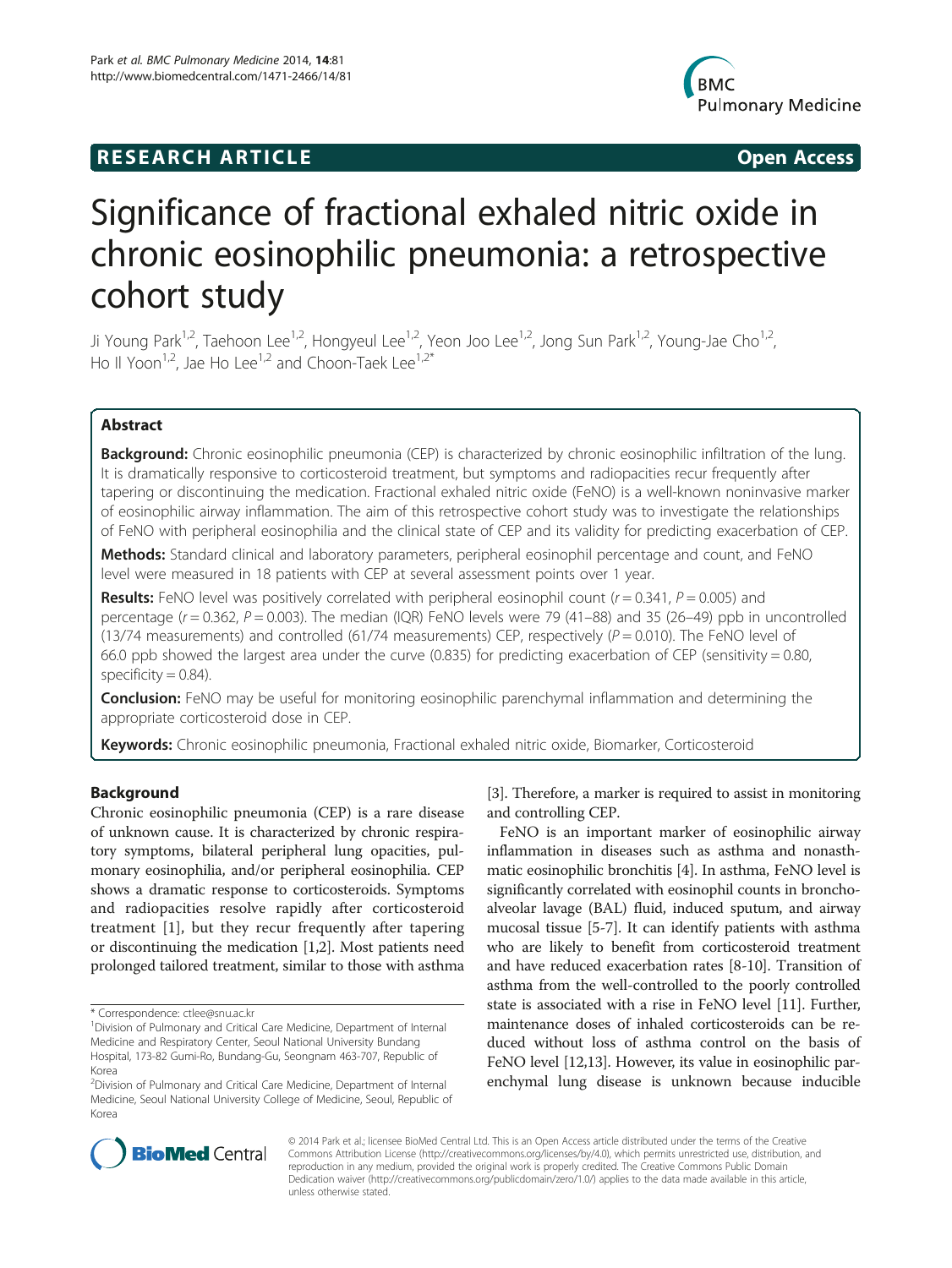**RESEARCH ARTICLE** **Open Access**

# Significance of fractional exhaled nitric oxide in chronic eosinophilic pneumonia: a retrospective cohort study

Ji Young Park[1,2], Taehoon Lee[1,2], Hongyeul Lee[1,2], Yeon Joo Lee[1,2], Jong Sun Park[1,2], Young-Jae Cho[1,2], Ho Il Yoon[1,2], Jae Ho Lee[1,2] and Choon-Taek Lee[1,2*]

## Abstract

**Background:** Chronic eosinophilic pneumonia (CEP) is characterized by chronic eosinophilic infiltration of the lung. It is dramatically responsive to corticosteroid treatment, but symptoms and radiopacities recur frequently after tapering or discontinuing the medication. Fractional exhaled nitric oxide (FeNO) is a well-known noninvasive marker of eosinophilic airway inflammation. The aim of this retrospective cohort study was to investigate the relationships of FeNO with peripheral eosinophilia and the clinical state of CEP and its validity for predicting exacerbation of CEP.

**Methods:** Standard clinical and laboratory parameters, peripheral eosinophil percentage and count, and FeNO level were measured in 18 patients with CEP at several assessment points over 1 year.

**Results:** FeNO level was positively correlated with peripheral eosinophil count ($r = 0.341$, $P = 0.005$) and percentage ($r = 0.362$, $P = 0.003$). The median (IQR) FeNO levels were 79 (41–88) and 35 (26–49) ppb in uncontrolled (13/74 measurements) and controlled (61/74 measurements) CEP, respectively ($P = 0.010$). The FeNO level of 66.0 ppb showed the largest area under the curve (0.835) for predicting exacerbation of CEP (sensitivity = 0.80, specificity = 0.84).

**Conclusion:** FeNO may be useful for monitoring eosinophilic parenchymal inflammation and determining the appropriate corticosteroid dose in CEP.

**Keywords:** Chronic eosinophilic pneumonia, Fractional exhaled nitric oxide, Biomarker, Corticosteroid

## Background

Chronic eosinophilic pneumonia (CEP) is a rare disease of unknown cause. It is characterized by chronic respiratory symptoms, bilateral peripheral lung opacities, pulmonary eosinophilia, and/or peripheral eosinophilia. CEP shows a dramatic response to corticosteroids. Symptoms and radiopacities resolve rapidly after corticosteroid treatment [1], but they recur frequently after tapering or discontinuing the medication [1,2]. Most patients need prolonged tailored treatment, similar to those with asthma [3]. Therefore, a marker is required to assist in monitoring and controlling CEP.

FeNO is an important marker of eosinophilic airway inflammation in diseases such as asthma and nonasthmatic eosinophilic bronchitis [4]. In asthma, FeNO level is significantly correlated with eosinophil counts in bronchoalveolar lavage (BAL) fluid, induced sputum, and airway mucosal tissue [5-7]. It can identify patients with asthma who are likely to benefit from corticosteroid treatment and have reduced exacerbation rates [8-10]. Transition of asthma from the well-controlled to the poorly controlled state is associated with a rise in FeNO level [11]. Further, maintenance doses of inhaled corticosteroids can be reduced without loss of asthma control on the basis of FeNO level [12,13]. However, its value in eosinophilic parenchymal lung disease is unknown because inducible

\* Correspondence: ctlee@snu.ac.kr

[1]Division of Pulmonary and Critical Care Medicine, Department of Internal Medicine and Respiratory Center, Seoul National University Bundang Hospital, 173-82 Gumi-Ro, Bundang-Gu, Seongnam 463-707, Republic of Korea

[2]Division of Pulmonary and Critical Care Medicine, Department of Internal Medicine, Seoul National University College of Medicine, Seoul, Republic of Korea

© 2014 Park et al.; licensee BioMed Central Ltd. This is an Open Access article distributed under the terms of the Creative Commons Attribution License (http://creativecommons.org/licenses/by/4.0), which permits unrestricted use, distribution, and reproduction in any medium, provided the original work is properly credited. The Creative Commons Public Domain Dedication waiver (http://creativecommons.org/publicdomain/zero/1.0/) applies to the data made available in this article, unless otherwise stated.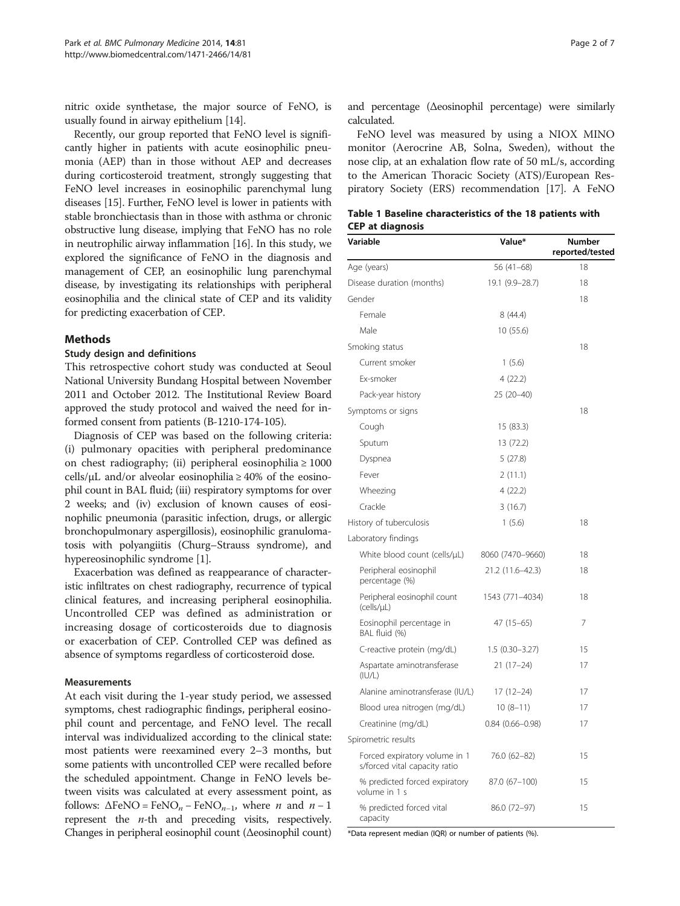nitric oxide synthetase, the major source of FeNO, is usually found in airway epithelium [14].

Recently, our group reported that FeNO level is significantly higher in patients with acute eosinophilic pneumonia (AEP) than in those without AEP and decreases during corticosteroid treatment, strongly suggesting that FeNO level increases in eosinophilic parenchymal lung diseases [15]. Further, FeNO level is lower in patients with stable bronchiectasis than in those with asthma or chronic obstructive lung disease, implying that FeNO has no role in neutrophilic airway inflammation [16]. In this study, we explored the significance of FeNO in the diagnosis and management of CEP, an eosinophilic lung parenchymal disease, by investigating its relationships with peripheral eosinophilia and the clinical state of CEP and its validity for predicting exacerbation of CEP.

## Methods

### Study design and definitions

This retrospective cohort study was conducted at Seoul National University Bundang Hospital between November 2011 and October 2012. The Institutional Review Board approved the study protocol and waived the need for informed consent from patients (B-1210-174-105).

Diagnosis of CEP was based on the following criteria: (i) pulmonary opacities with peripheral predominance on chest radiography; (ii) peripheral eosinophilia ≥ 1000 cells/μL and/or alveolar eosinophilia ≥ 40% of the eosinophil count in BAL fluid; (iii) respiratory symptoms for over 2 weeks; and (iv) exclusion of known causes of eosinophilic pneumonia (parasitic infection, drugs, or allergic bronchopulmonary aspergillosis), eosinophilic granulomatosis with polyangiitis (Churg–Strauss syndrome), and hypereosinophilic syndrome [1].

Exacerbation was defined as reappearance of characteristic infiltrates on chest radiography, recurrence of typical clinical features, and increasing peripheral eosinophilia. Uncontrolled CEP was defined as administration or increasing dosage of corticosteroids due to diagnosis or exacerbation of CEP. Controlled CEP was defined as absence of symptoms regardless of corticosteroid dose.

### Measurements

At each visit during the 1-year study period, we assessed symptoms, chest radiographic findings, peripheral eosinophil count and percentage, and FeNO level. The recall interval was individualized according to the clinical state: most patients were reexamined every 2–3 months, but some patients with uncontrolled CEP were recalled before the scheduled appointment. Change in FeNO levels between visits was calculated at every assessment point, as follows: $\Delta FeNO = FeNO_n - FeNO_{n-1}$, where $n$ and $n-1$ represent the $n$-th and preceding visits, respectively. Changes in peripheral eosinophil count (Δeosinophil count) and percentage (Δeosinophil percentage) were similarly calculated.

FeNO level was measured by using a NIOX MINO monitor (Aerocrine AB, Solna, Sweden), without the nose clip, at an exhalation flow rate of 50 mL/s, according to the American Thoracic Society (ATS)/European Respiratory Society (ERS) recommendation [17]. A FeNO

**Table 1 Baseline characteristics of the 18 patients with CEP at diagnosis**

| Variable | Value* | Number reported/tested |
|---|---|---|
| Age (years) | 56 (41–68) | 18 |
| Disease duration (months) | 19.1 (9.9–28.7) | 18 |
| Gender | | 18 |
| Female | 8 (44.4) | |
| Male | 10 (55.6) | |
| Smoking status | | 18 |
| Current smoker | 1 (5.6) | |
| Ex-smoker | 4 (22.2) | |
| Pack-year history | 25 (20–40) | |
| Symptoms or signs | | 18 |
| Cough | 15 (83.3) | |
| Sputum | 13 (72.2) | |
| Dyspnea | 5 (27.8) | |
| Fever | 2 (11.1) | |
| Wheezing | 4 (22.2) | |
| Crackle | 3 (16.7) | |
| History of tuberculosis | 1 (5.6) | 18 |
| Laboratory findings | | |
| White blood count (cells/μL) | 8060 (7470–9660) | 18 |
| Peripheral eosinophil percentage (%) | 21.2 (11.6–42.3) | 18 |
| Peripheral eosinophil count (cells/μL) | 1543 (771–4034) | 18 |
| Eosinophil percentage in BAL fluid (%) | 47 (15–65) | 7 |
| C-reactive protein (mg/dL) | 1.5 (0.30–3.27) | 15 |
| Aspartate aminotransferase (IU/L) | 21 (17–24) | 17 |
| Alanine aminotransferase (IU/L) | 17 (12–24) | 17 |
| Blood urea nitrogen (mg/dL) | 10 (8–11) | 17 |
| Creatinine (mg/dL) | 0.84 (0.66–0.98) | 17 |
| Spirometric results | | |
| Forced expiratory volume in 1 s/forced vital capacity ratio | 76.0 (62–82) | 15 |
| % predicted forced expiratory volume in 1 s | 87.0 (67–100) | 15 |
| % predicted forced vital capacity | 86.0 (72–97) | 15 |

*Data represent median (IQR) or number of patients (%).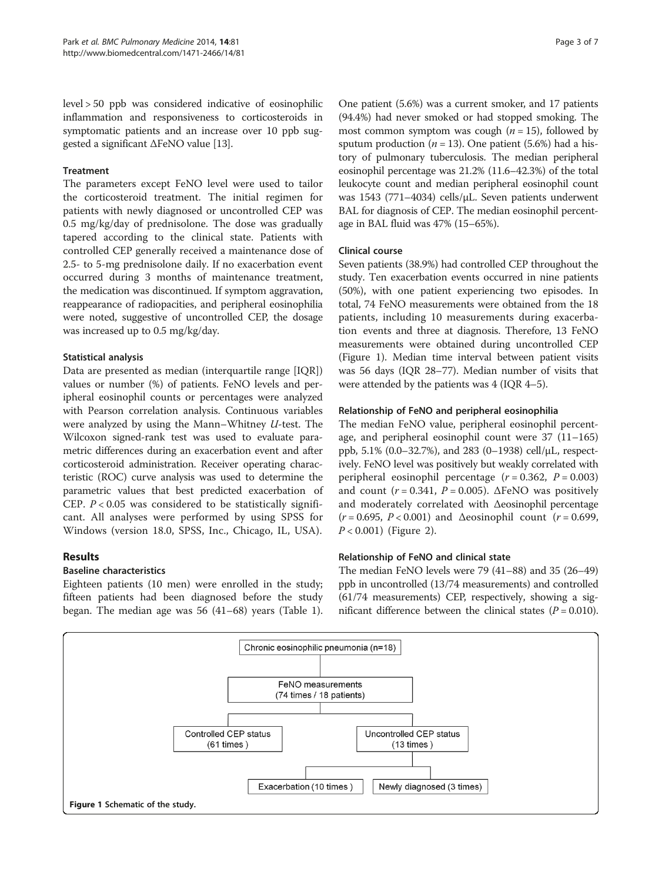level > 50 ppb was considered indicative of eosinophilic inflammation and responsiveness to corticosteroids in symptomatic patients and an increase over 10 ppb suggested a significant ΔFeNO value [13].

### Treatment

The parameters except FeNO level were used to tailor the corticosteroid treatment. The initial regimen for patients with newly diagnosed or uncontrolled CEP was 0.5 mg/kg/day of prednisolone. The dose was gradually tapered according to the clinical state. Patients with controlled CEP generally receive a maintenance dose of 2.5- to 5-mg prednisolone daily. If no exacerbation event occurred during 3 months of maintenance treatment, the medication was discontinued. If symptom aggravation, reappearance of radiopacities, and peripheral eosinophilia were noted, suggestive of uncontrolled CEP, the dosage was increased up to 0.5 mg/kg/day.

### Statistical analysis

Data are presented as median (interquartile range [IQR]) values or number (%) of patients. FeNO levels and peripheral eosinophil counts or percentages were analyzed with Pearson correlation analysis. Continuous variables were analyzed by using the Mann–Whitney *U*-test. The Wilcoxon signed-rank test was used to evaluate parametric differences during an exacerbation event and after corticosteroid administration. Receiver operating characteristic (ROC) curve analysis was used to determine the parametric values that best predicted exacerbation of CEP. $P < 0.05$ was considered to be statistically significant. All analyses were performed by using SPSS for Windows (version 18.0, SPSS, Inc., Chicago, IL, USA).

## Results

### Baseline characteristics

Eighteen patients (10 men) were enrolled in the study; fifteen patients had been diagnosed before the study began. The median age was 56 (41–68) years (Table 1). One patient (5.6%) was a current smoker, and 17 patients (94.4%) had never smoked or had stopped smoking. The most common symptom was cough ($n = 15$), followed by sputum production ($n = 13$). One patient (5.6%) had a history of pulmonary tuberculosis. The median peripheral eosinophil percentage was 21.2% (11.6–42.3%) of the total leukocyte count and median peripheral eosinophil count was 1543 (771–4034) cells/μL. Seven patients underwent BAL for diagnosis of CEP. The median eosinophil percentage in BAL fluid was 47% (15–65%).

### Clinical course

Seven patients (38.9%) had controlled CEP throughout the study. Ten exacerbation events occurred in nine patients (50%), with one patient experiencing two episodes. In total, 74 FeNO measurements were obtained from the 18 patients, including 10 measurements during exacerbation events and three at diagnosis. Therefore, 13 FeNO measurements were obtained during uncontrolled CEP (Figure 1). Median time interval between patient visits was 56 days (IQR 28–77). Median number of visits that were attended by the patients was 4 (IQR 4–5).

### Relationship of FeNO and peripheral eosinophilia

The median FeNO value, peripheral eosinophil percentage, and peripheral eosinophil count were 37 (11–165) ppb, 5.1% (0.0–32.7%), and 283 (0–1938) cell/μL, respectively. FeNO level was positively but weakly correlated with peripheral eosinophil percentage ($r = 0.362$, $P = 0.003$) and count ($r = 0.341$, $P = 0.005$). ΔFeNO was positively and moderately correlated with Δeosinophil percentage ($r = 0.695$, $P < 0.001$) and Δeosinophil count ($r = 0.699$, $P < 0.001$) (Figure 2).

### Relationship of FeNO and clinical state

The median FeNO levels were 79 (41–88) and 35 (26–49) ppb in uncontrolled (13/74 measurements) and controlled (61/74 measurements) CEP, respectively, showing a significant difference between the clinical states ($P = 0.010$).

Chronic eosinophilic pneumonia (n=18) → FeNO measurements (74 times / 18 patients) → Controlled CEP status (61 times) / Uncontrolled CEP status (13 times) → Exacerbation (10 times) / Newly diagnosed (3 times)

Figure 1 Schematic of the study.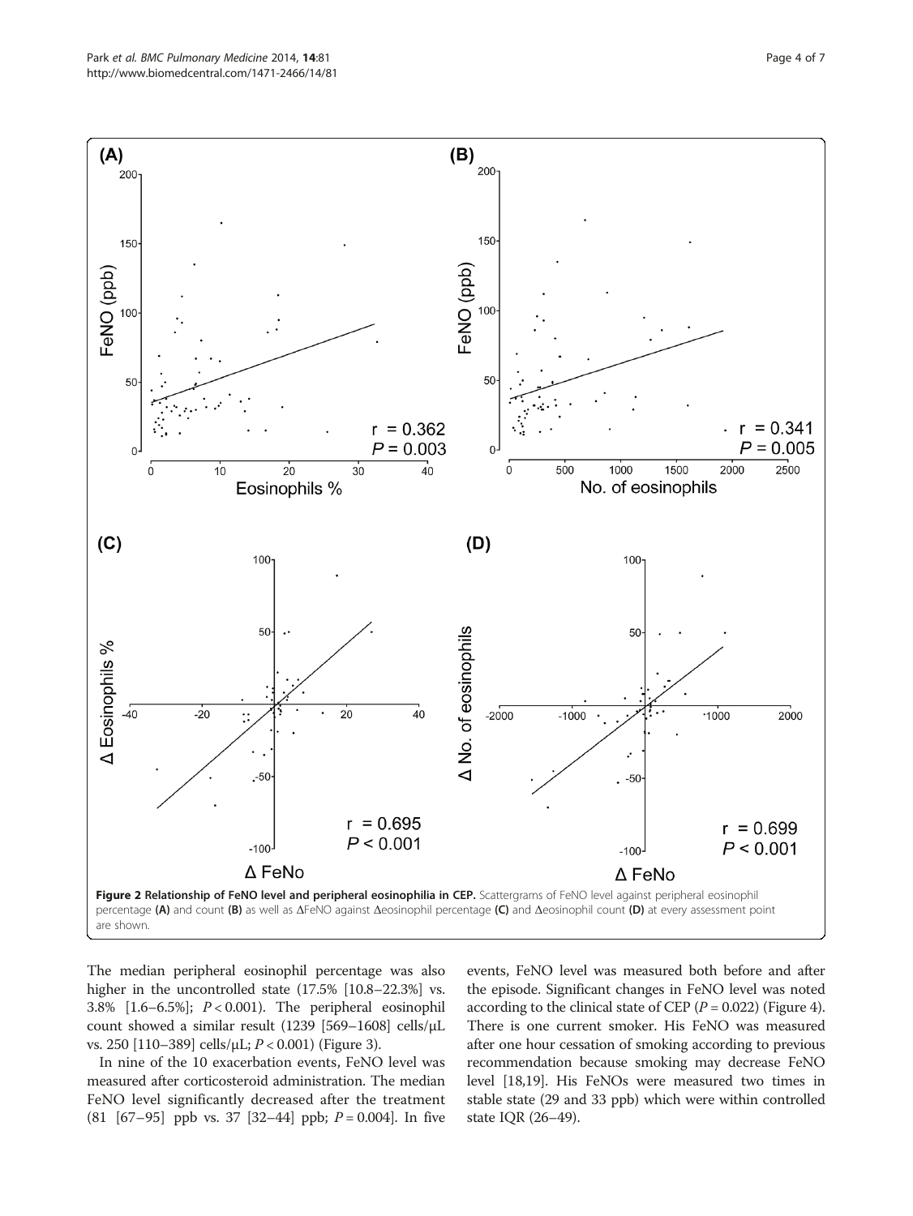**Figure 2 Relationship of FeNO level and peripheral eosinophilia in CEP.** Scattergrams of FeNO level against peripheral eosinophil percentage **(A)** and count **(B)** as well as ΔFeNO against Δeosinophil percentage **(C)** and Δeosinophil count **(D)** at every assessment point are shown.

The median peripheral eosinophil percentage was also higher in the uncontrolled state (17.5% [10.8–22.3%] vs. 3.8% [1.6–6.5%]; $P < 0.001$). The peripheral eosinophil count showed a similar result (1239 [569–1608] cells/μL vs. 250 [110–389] cells/μL; $P < 0.001$) (Figure 3).

In nine of the 10 exacerbation events, FeNO level was measured after corticosteroid administration. The median FeNO level significantly decreased after the treatment (81 [67–95] ppb vs. 37 [32–44] ppb; $P = 0.004$]. In five events, FeNO level was measured both before and after the episode. Significant changes in FeNO level was noted according to the clinical state of CEP ($P = 0.022$) (Figure 4). There is one current smoker. His FeNO was measured after one hour cessation of smoking according to previous recommendation because smoking may decrease FeNO level [18,19]. His FeNOs were measured two times in stable state (29 and 33 ppb) which were within controlled state IQR (26–49).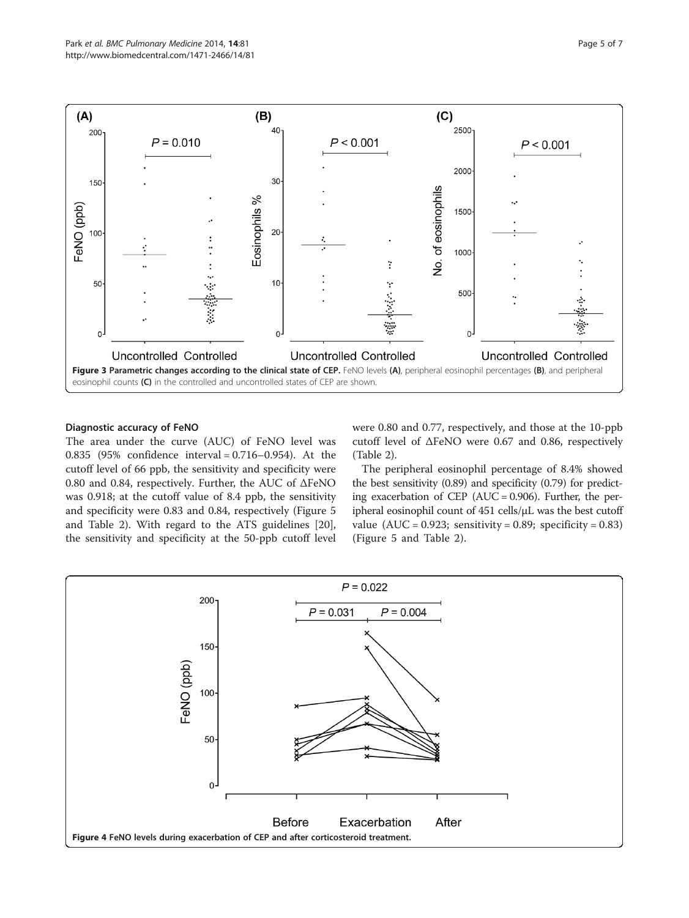Figure 3 Parametric changes according to the clinical state of CEP. FeNO levels (A), peripheral eosinophil percentages (B), and peripheral eosinophil counts (C) in the controlled and uncontrolled states of CEP are shown.

#### Diagnostic accuracy of FeNO

The area under the curve (AUC) of FeNO level was 0.835 (95% confidence interval = 0.716–0.954). At the cutoff level of 66 ppb, the sensitivity and specificity were 0.80 and 0.84, respectively. Further, the AUC of ΔFeNO was 0.918; at the cutoff value of 8.4 ppb, the sensitivity and specificity were 0.83 and 0.84, respectively (Figure 5 and Table 2). With regard to the ATS guidelines [20], the sensitivity and specificity at the 50-ppb cutoff level were 0.80 and 0.77, respectively, and those at the 10-ppb cutoff level of ΔFeNO were 0.67 and 0.86, respectively (Table 2).

The peripheral eosinophil percentage of 8.4% showed the best sensitivity (0.89) and specificity (0.79) for predicting exacerbation of CEP (AUC = 0.906). Further, the peripheral eosinophil count of 451 cells/μL was the best cutoff value (AUC = 0.923; sensitivity = 0.89; specificity = 0.83) (Figure 5 and Table 2).

Figure 4 FeNO levels during exacerbation of CEP and after corticosteroid treatment.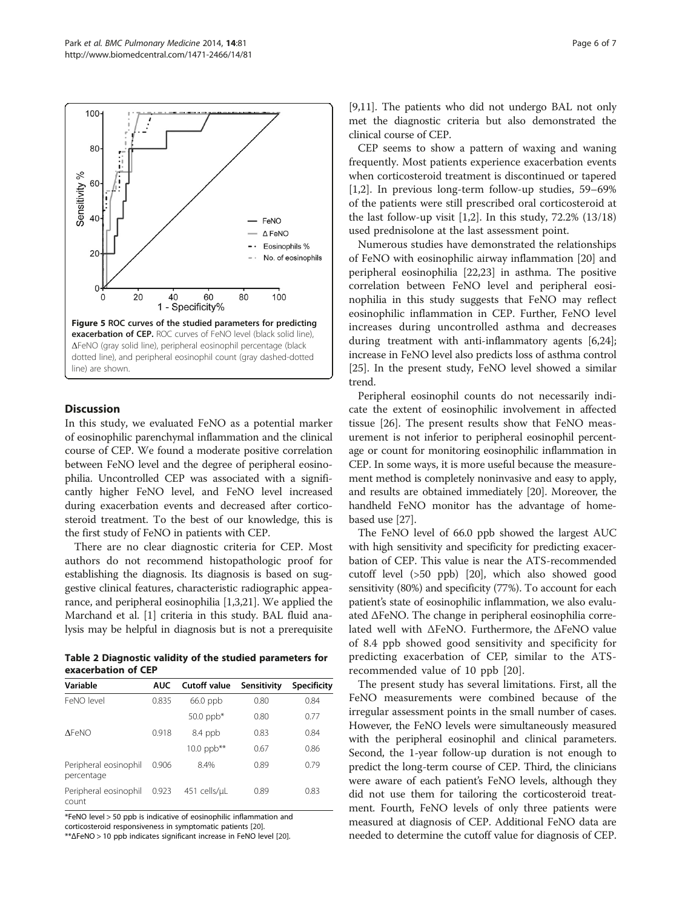Figure 5 ROC curves of the studied parameters for predicting exacerbation of CEP. ROC curves of FeNO level (black solid line), ΔFeNO (gray solid line), peripheral eosinophil percentage (black dotted line), and peripheral eosinophil count (gray dashed-dotted line) are shown.

## Discussion

In this study, we evaluated FeNO as a potential marker of eosinophilic parenchymal inflammation and the clinical course of CEP. We found a moderate positive correlation between FeNO level and the degree of peripheral eosinophilia. Uncontrolled CEP was associated with a significantly higher FeNO level, and FeNO level increased during exacerbation events and decreased after corticosteroid treatment. To the best of our knowledge, this is the first study of FeNO in patients with CEP.

There are no clear diagnostic criteria for CEP. Most authors do not recommend histopathologic proof for establishing the diagnosis. Its diagnosis is based on suggestive clinical features, characteristic radiographic appearance, and peripheral eosinophilia [1,3,21]. We applied the Marchand et al. [1] criteria in this study. BAL fluid analysis may be helpful in diagnosis but is not a prerequisite [9,11]. The patients who did not undergo BAL not only met the diagnostic criteria but also demonstrated the clinical course of CEP.

**Table 2 Diagnostic validity of the studied parameters for exacerbation of CEP**

| Variable | AUC | Cutoff value | Sensitivity | Specificity |
|---|---|---|---|---|
| FeNO level | 0.835 | 66.0 ppb | 0.80 | 0.84 |
| | | 50.0 ppb* | 0.80 | 0.77 |
| ΔFeNO | 0.918 | 8.4 ppb | 0.83 | 0.84 |
| | | 10.0 ppb** | 0.67 | 0.86 |
| Peripheral eosinophil percentage | 0.906 | 8.4% | 0.89 | 0.79 |
| Peripheral eosinophil count | 0.923 | 451 cells/μL | 0.89 | 0.83 |

*FeNO level > 50 ppb is indicative of eosinophilic inflammation and corticosteroid responsiveness in symptomatic patients [20].
**ΔFeNO > 10 ppb indicates significant increase in FeNO level [20].

CEP seems to show a pattern of waxing and waning frequently. Most patients experience exacerbation events when corticosteroid treatment is discontinued or tapered [1,2]. In previous long-term follow-up studies, 59–69% of the patients were still prescribed oral corticosteroid at the last follow-up visit [1,2]. In this study, 72.2% (13/18) used prednisolone at the last assessment point.

Numerous studies have demonstrated the relationships of FeNO with eosinophilic airway inflammation [20] and peripheral eosinophilia [22,23] in asthma. The positive correlation between FeNO level and peripheral eosinophilia in this study suggests that FeNO may reflect eosinophilic inflammation in CEP. Further, FeNO level increases during uncontrolled asthma and decreases during treatment with anti-inflammatory agents [6,24]; increase in FeNO level also predicts loss of asthma control [25]. In the present study, FeNO level showed a similar trend.

Peripheral eosinophil counts do not necessarily indicate the extent of eosinophilic involvement in affected tissue [26]. The present results show that FeNO measurement is not inferior to peripheral eosinophil percentage or count for monitoring eosinophilic inflammation in CEP. In some ways, it is more useful because the measurement method is completely noninvasive and easy to apply, and results are obtained immediately [20]. Moreover, the handheld FeNO monitor has the advantage of home-based use [27].

The FeNO level of 66.0 ppb showed the largest AUC with high sensitivity and specificity for predicting exacerbation of CEP. This value is near the ATS-recommended cutoff level (>50 ppb) [20], which also showed good sensitivity (80%) and specificity (77%). To account for each patient's state of eosinophilic inflammation, we also evaluated ΔFeNO. The change in peripheral eosinophilia correlated well with ΔFeNO. Furthermore, the ΔFeNO value of 8.4 ppb showed good sensitivity and specificity for predicting exacerbation of CEP, similar to the ATS-recommended value of 10 ppb [20].

The present study has several limitations. First, all the FeNO measurements were combined because of the irregular assessment points in the small number of cases. However, the FeNO levels were simultaneously measured with the peripheral eosinophil and clinical parameters. Second, the 1-year follow-up duration is not enough to predict the long-term course of CEP. Third, the clinicians were aware of each patient's FeNO levels, although they did not use them for tailoring the corticosteroid treatment. Fourth, FeNO levels of only three patients were measured at diagnosis of CEP. Additional FeNO data are needed to determine the cutoff value for diagnosis of CEP.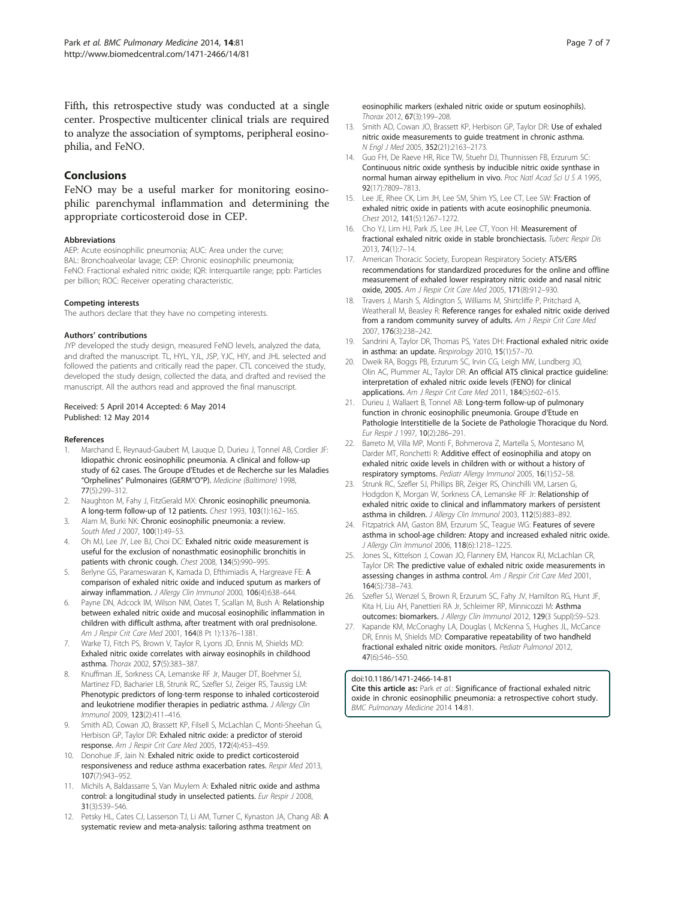Fifth, this retrospective study was conducted at a single center. Prospective multicenter clinical trials are required to analyze the association of symptoms, peripheral eosinophilia, and FeNO.

## Conclusions

FeNO may be a useful marker for monitoring eosinophilic parenchymal inflammation and determining the appropriate corticosteroid dose in CEP.

#### Abbreviations

AEP: Acute eosinophilic pneumonia; AUC: Area under the curve; BAL: Bronchoalveolar lavage; CEP: Chronic eosinophilic pneumonia; FeNO: Fractional exhaled nitric oxide; IQR: Interquartile range; ppb: Particles per billion; ROC: Receiver operating characteristic.

#### Competing interests

The authors declare that they have no competing interests.

#### Authors' contributions

JYP developed the study design, measured FeNO levels, analyzed the data, and drafted the manuscript. TL, HYL, YJL, JSP, YJC, HIY, and JHL selected and followed the patients and critically read the paper. CTL conceived the study, developed the study design, collected the data, and drafted and revised the manuscript. All the authors read and approved the final manuscript.

Received: 5 April 2014 Accepted: 6 May 2014
Published: 12 May 2014

#### References

1. Marchand E, Reynaud-Gaubert M, Lauque D, Durieu J, Tonnel AB, Cordier JF: Idiopathic chronic eosinophilic pneumonia. A clinical and follow-up study of 62 cases. The Groupe d'Etudes et de Recherche sur les Maladies "Orphelines" Pulmonaires (GERM"O"P). *Medicine (Baltimore)* 1998, **77**(5):299–312.
2. Naughton M, Fahy J, FitzGerald MX: Chronic eosinophilic pneumonia. A long-term follow-up of 12 patients. *Chest* 1993, **103**(1):162–165.
3. Alam M, Burki NK: Chronic eosinophilic pneumonia: a review. *South Med J* 2007, **100**(1):49–53.
4. Oh MJ, Lee JY, Lee BJ, Choi DC: Exhaled nitric oxide measurement is useful for the exclusion of nonasthmatic eosinophilic bronchitis in patients with chronic cough. *Chest* 2008, **134**(5):990–995.
5. Berlyne GS, Parameswaran K, Kamada D, Efthimiadis A, Hargreave FE: A comparison of exhaled nitric oxide and induced sputum as markers of airway inflammation. *J Allergy Clin Immunol* 2000, **106**(4):638–644.
6. Payne DN, Adcock IM, Wilson NM, Oates T, Scallan M, Bush A: Relationship between exhaled nitric oxide and mucosal eosinophilic inflammation in children with difficult asthma, after treatment with oral prednisolone. *Am J Respir Crit Care Med* 2001, **164**(8 Pt 1):1376–1381.
7. Warke TJ, Fitch PS, Brown V, Taylor R, Lyons JD, Ennis M, Shields MD: Exhaled nitric oxide correlates with airway eosinophils in childhood asthma. *Thorax* 2002, **57**(5):383–387.
8. Knuffman JE, Sorkness CA, Lemanske RF Jr, Mauger DT, Boehmer SJ, Martinez FD, Bacharier LB, Strunk RC, Szefler SJ, Zeiger RS, Taussig LM: Phenotypic predictors of long-term response to inhaled corticosteroid and leukotriene modifier therapies in pediatric asthma. *J Allergy Clin Immunol* 2009, **123**(2):411–416.
9. Smith AD, Cowan JO, Brassett KP, Filsell S, McLachlan C, Monti-Sheehan G, Herbison GP, Taylor DR: Exhaled nitric oxide: a predictor of steroid response. *Am J Respir Crit Care Med* 2005, **172**(4):453–459.
10. Donohue JF, Jain N: Exhaled nitric oxide to predict corticosteroid responsiveness and reduce asthma exacerbation rates. *Respir Med* 2013, **107**(7):943–952.
11. Michils A, Baldassarre S, Van Muylem A: Exhaled nitric oxide and asthma control: a longitudinal study in unselected patients. *Eur Respir J* 2008, **31**(3):539–546.
12. Petsky HL, Cates CJ, Lasserson TJ, Li AM, Turner C, Kynaston JA, Chang AB: A systematic review and meta-analysis: tailoring asthma treatment on eosinophilic markers (exhaled nitric oxide or sputum eosinophils). *Thorax* 2012, **67**(3):199–208.
13. Smith AD, Cowan JO, Brassett KP, Herbison GP, Taylor DR: Use of exhaled nitric oxide measurements to guide treatment in chronic asthma. *N Engl J Med* 2005, **352**(21):2163–2173.
14. Guo FH, De Raeve HR, Rice TW, Stuehr DJ, Thunnissen FB, Erzurum SC: Continuous nitric oxide synthesis by inducible nitric oxide synthase in normal human airway epithelium in vivo. *Proc Natl Acad Sci U S A* 1995, **92**(17):7809–7813.
15. Lee JE, Rhee CK, Lim JH, Lee SM, Shim YS, Lee CT, Lee SW: Fraction of exhaled nitric oxide in patients with acute eosinophilic pneumonia. *Chest* 2012, **141**(5):1267–1272.
16. Cho YJ, Lim HJ, Park JS, Lee JH, Lee CT, Yoon HI: Measurement of fractional exhaled nitric oxide in stable bronchiectasis. *Tuberc Respir Dis* 2013, **74**(1):7–14.
17. American Thoracic Society, European Respiratory Society: ATS/ERS recommendations for standardized procedures for the online and offline measurement of exhaled lower respiratory nitric oxide and nasal nitric oxide, 2005. *Am J Respir Crit Care Med* 2005, **171**(8):912–930.
18. Travers J, Marsh S, Aldington S, Williams M, Shirtcliffe P, Pritchard A, Weatherall M, Beasley R: Reference ranges for exhaled nitric oxide derived from a random community survey of adults. *Am J Respir Crit Care Med* 2007, **176**(3):238–242.
19. Sandrini A, Taylor DR, Thomas PS, Yates DH: Fractional exhaled nitric oxide in asthma: an update. *Respirology* 2010, **15**(1):57–70.
20. Dweik RA, Boggs PB, Erzurum SC, Irvin CG, Leigh MW, Lundberg JO, Olin AC, Plummer AL, Taylor DR: An official ATS clinical practice guideline: interpretation of exhaled nitric oxide levels (FENO) for clinical applications. *Am J Respir Crit Care Med* 2011, **184**(5):602–615.
21. Durieu J, Wallaert B, Tonnel AB: Long-term follow-up of pulmonary function in chronic eosinophilic pneumonia. Groupe d'Etude en Pathologie Interstitielle de la Societe de Pathologie Thoracique du Nord. *Eur Respir J* 1997, **10**(2):286–291.
22. Barreto M, Villa MP, Monti F, Bohmerova Z, Martella S, Montesano M, Darder MT, Ronchetti R: Additive effect of eosinophilia and atopy on exhaled nitric oxide levels in children with or without a history of respiratory symptoms. *Pediatr Allergy Immunol* 2005, **16**(1):52–58.
23. Strunk RC, Szefler SJ, Phillips BR, Zeiger RS, Chinchilli VM, Larsen G, Hodgdon K, Morgan W, Sorkness CA, Lemanske RF Jr: Relationship of exhaled nitric oxide to clinical and inflammatory markers of persistent asthma in children. *J Allergy Clin Immunol* 2003, **112**(5):883–892.
24. Fitzpatrick AM, Gaston BM, Erzurum SC, Teague WG: Features of severe asthma in school-age children: Atopy and increased exhaled nitric oxide. *J Allergy Clin Immunol* 2006, **118**(6):1218–1225.
25. Jones SL, Kittelson J, Cowan JO, Flannery EM, Hancox RJ, McLachlan CR, Taylor DR: The predictive value of exhaled nitric oxide measurements in assessing changes in asthma control. *Am J Respir Crit Care Med* 2001, **164**(5):738–743.
26. Szefler SJ, Wenzel S, Brown R, Erzurum SC, Fahy JV, Hamilton RG, Hunt JF, Kita H, Liu AH, Panettieri RA Jr, Schleimer RP, Minnicozzi M: Asthma outcomes: biomarkers. *J Allergy Clin Immunol* 2012, **129**(3 Suppl):S9–S23.
27. Kapande KM, McConaghy LA, Douglas I, McKenna S, Hughes JL, McCance DR, Ennis M, Shields MD: Comparative repeatability of two handheld fractional exhaled nitric oxide monitors. *Pediatr Pulmonol* 2012, **47**(6):546–550.

doi:10.1186/1471-2466-14-81
**Cite this article as:** Park *et al.*: Significance of fractional exhaled nitric oxide in chronic eosinophilic pneumonia: a retrospective cohort study. *BMC Pulmonary Medicine* 2014 **14**:81.